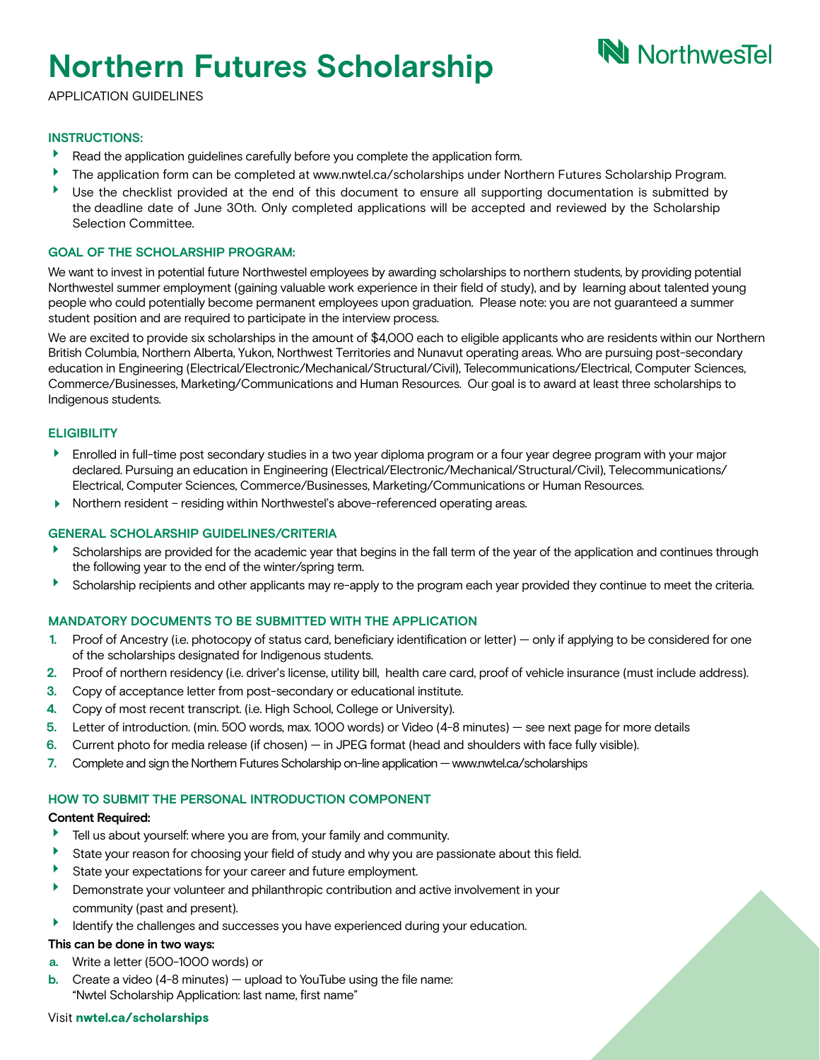# Northern Futures Scholarship

APPLICATION GUIDELINES

### INSTRUCTIONS:

- Read the application guidelines carefully before you complete the application form.
- The application form can be completed at www.nwtel.ca/scholarships under Northern Futures Scholarship Program.
- Use the checklist provided at the end of this document to ensure all supporting documentation is submitted by the deadline date of June 30th. Only completed applications will be accepted and reviewed by the Scholarship Selection Committee.

### GOAL OF THE SCHOLARSHIP PROGRAM:

We want to invest in potential future Northwestel employees by awarding scholarships to northern students, by providing potential Northwestel summer employment (gaining valuable work experience in their field of study), and by learning about talented young people who could potentially become permanent employees upon graduation. Please note: you are not guaranteed a summer student position and are required to participate in the interview process.

We are excited to provide six scholarships in the amount of $4,000 each to eligible applicants who are residents within our Northern British Columbia, Northern Alberta, Yukon, Northwest Territories and Nunavut operating areas. Who are pursuing post-secondary education in Engineering (Electrical/Electronic/Mechanical/Structural/Civil), Telecommunications/Electrical, Computer Sciences, Commerce/Businesses, Marketing/Communications and Human Resources. Our goal is to award at least three scholarships to Indigenous students.

### ELIGIBILITY

- Enrolled in full-time post secondary studies in a two year diploma program or a four year degree program with your major declared. Pursuing an education in Engineering (Electrical/Electronic/Mechanical/Structural/Civil), Telecommunications/Electrical, Computer Sciences, Commerce/Businesses, Marketing/Communications or Human Resources.
- Northern resident – residing within Northwestel's above-referenced operating areas.

### GENERAL SCHOLARSHIP GUIDELINES/CRITERIA

- Scholarships are provided for the academic year that begins in the fall term of the year of the application and continues through the following year to the end of the winter/spring term.
- Scholarship recipients and other applicants may re-apply to the program each year provided they continue to meet the criteria.

### MANDATORY DOCUMENTS TO BE SUBMITTED WITH THE APPLICATION

1. Proof of Ancestry (i.e. photocopy of status card, beneficiary identification or letter) — only if applying to be considered for one of the scholarships designated for Indigenous students.
2. Proof of northern residency (i.e. driver's license, utility bill, health care card, proof of vehicle insurance (must include address).
3. Copy of acceptance letter from post-secondary or educational institute.
4. Copy of most recent transcript. (i.e. High School, College or University).
5. Letter of introduction. (min. 500 words, max. 1000 words) or Video (4-8 minutes) — see next page for more details
6. Current photo for media release (if chosen) — in JPEG format (head and shoulders with face fully visible).
7. Complete and sign the Northern Futures Scholarship on-line application — www.nwtel.ca/scholarships

### HOW TO SUBMIT THE PERSONAL INTRODUCTION COMPONENT

**Content Required:**

- Tell us about yourself: where you are from, your family and community.
- State your reason for choosing your field of study and why you are passionate about this field.
- State your expectations for your career and future employment.
- Demonstrate your volunteer and philanthropic contribution and active involvement in your community (past and present).
- Identify the challenges and successes you have experienced during your education.

**This can be done in two ways:**

a. Write a letter (500-1000 words) or
b. Create a video (4-8 minutes) — upload to YouTube using the file name: "Nwtel Scholarship Application: last name, first name"

Visit **nwtel.ca/scholarships**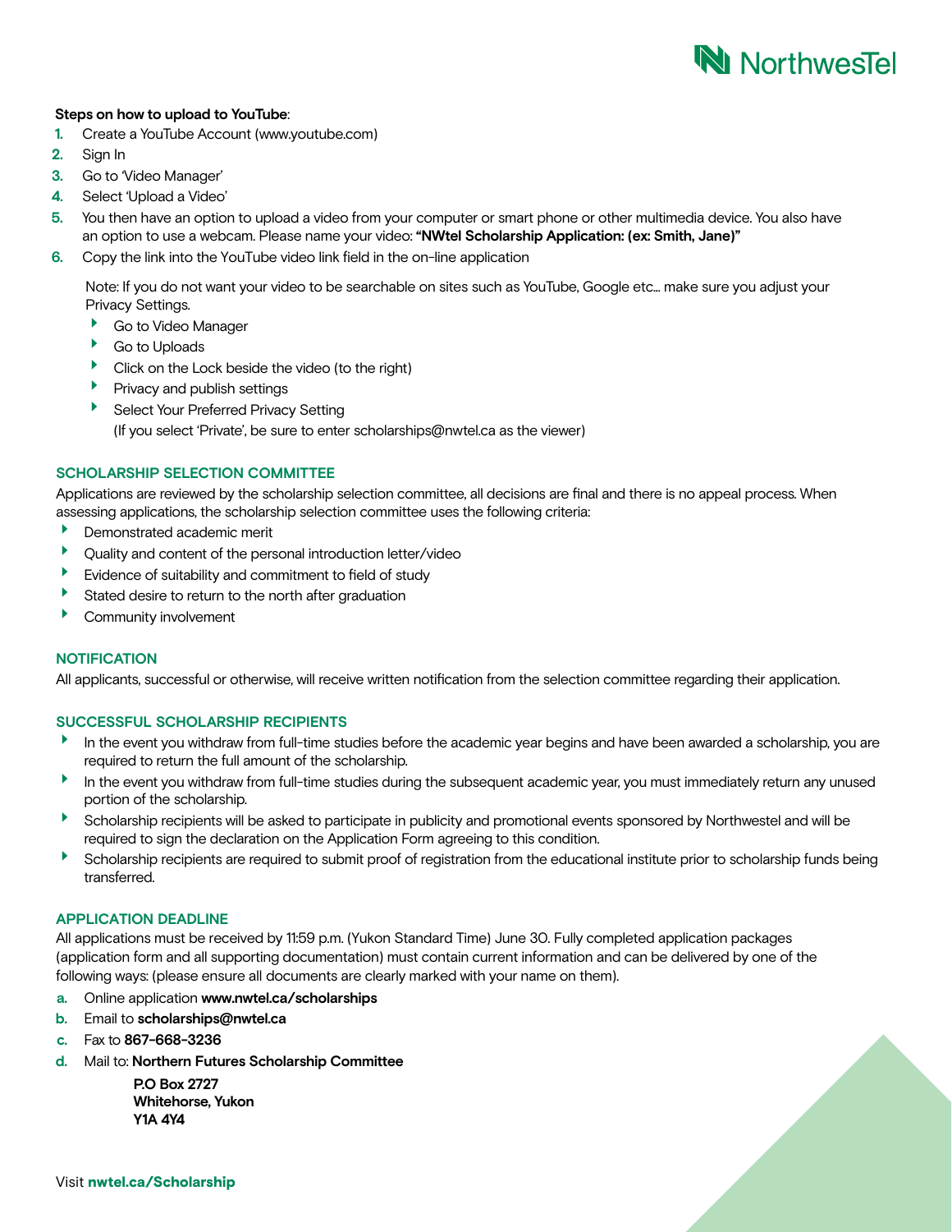**Steps on how to upload to YouTube**:

1. Create a YouTube Account (www.youtube.com)
2. Sign In
3. Go to 'Video Manager'
4. Select 'Upload a Video'
5. You then have an option to upload a video from your computer or smart phone or other multimedia device. You also have an option to use a webcam. Please name your video: **"NWtel Scholarship Application: (ex: Smith, Jane)"**
6. Copy the link into the YouTube video link field in the on-line application

Note: If you do not want your video to be searchable on sites such as YouTube, Google etc... make sure you adjust your Privacy Settings.

- Go to Video Manager
- Go to Uploads
- Click on the Lock beside the video (to the right)
- Privacy and publish settings
- Select Your Preferred Privacy Setting
  (If you select 'Private', be sure to enter scholarships@nwtel.ca as the viewer)

## SCHOLARSHIP SELECTION COMMITTEE

Applications are reviewed by the scholarship selection committee, all decisions are final and there is no appeal process. When assessing applications, the scholarship selection committee uses the following criteria:

- Demonstrated academic merit
- Quality and content of the personal introduction letter/video
- Evidence of suitability and commitment to field of study
- Stated desire to return to the north after graduation
- Community involvement

## NOTIFICATION

All applicants, successful or otherwise, will receive written notification from the selection committee regarding their application.

## SUCCESSFUL SCHOLARSHIP RECIPIENTS

- In the event you withdraw from full-time studies before the academic year begins and have been awarded a scholarship, you are required to return the full amount of the scholarship.
- In the event you withdraw from full-time studies during the subsequent academic year, you must immediately return any unused portion of the scholarship.
- Scholarship recipients will be asked to participate in publicity and promotional events sponsored by Northwestel and will be required to sign the declaration on the Application Form agreeing to this condition.
- Scholarship recipients are required to submit proof of registration from the educational institute prior to scholarship funds being transferred.

## APPLICATION DEADLINE

All applications must be received by 11:59 p.m. (Yukon Standard Time) June 30. Fully completed application packages (application form and all supporting documentation) must contain current information and can be delivered by one of the following ways: (please ensure all documents are clearly marked with your name on them).

a. Online application **www.nwtel.ca/scholarships**
b. Email to **scholarships@nwtel.ca**
c. Fax to **867-668-3236**
d. Mail to: **Northern Futures Scholarship Committee**

   **P.O Box 2727**
   **Whitehorse, Yukon**
   **Y1A 4Y4**

Visit **nwtel.ca/Scholarship**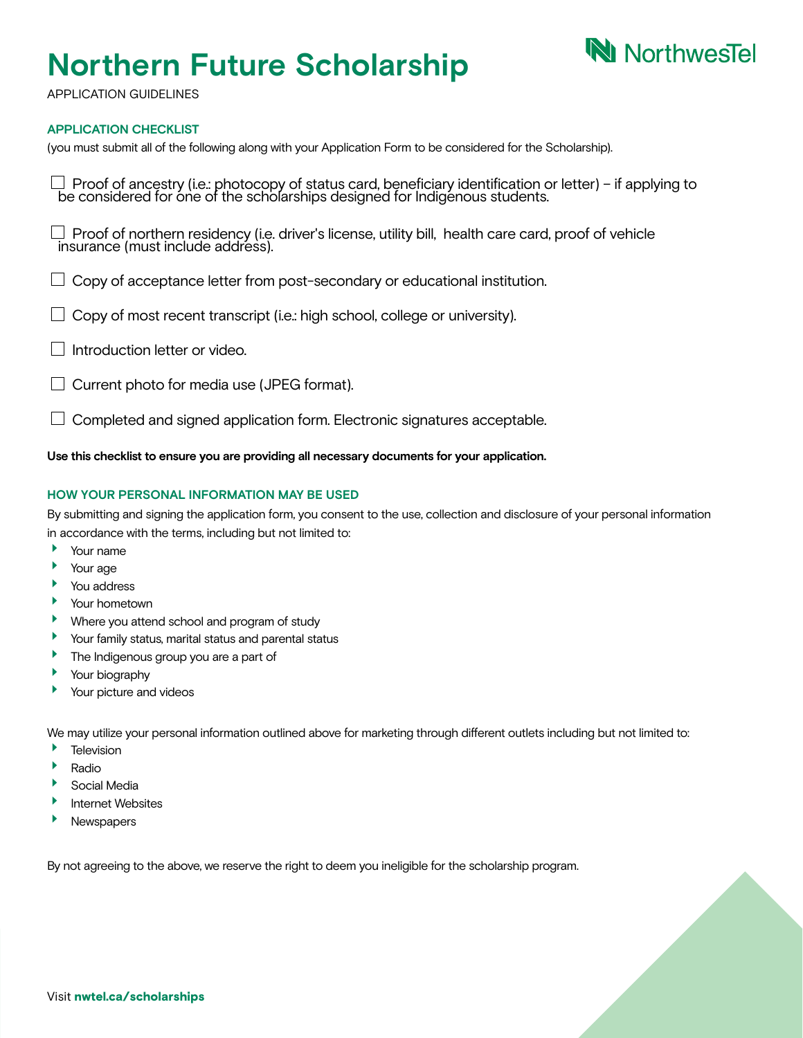# Northern Future Scholarship

APPLICATION GUIDELINES

NorthwesTel

### APPLICATION CHECKLIST

(you must submit all of the following along with your Application Form to be considered for the Scholarship).

- ☐ Proof of ancestry (i.e.: photocopy of status card, beneficiary identification or letter) – if applying to be considered for one of the scholarships designed for Indigenous students.
- ☐ Proof of northern residency (i.e. driver's license, utility bill, health care card, proof of vehicle insurance (must include address).
- ☐ Copy of acceptance letter from post-secondary or educational institution.
- ☐ Copy of most recent transcript (i.e.: high school, college or university).
- ☐ Introduction letter or video.
- ☐ Current photo for media use (JPEG format).
- ☐ Completed and signed application form. Electronic signatures acceptable.

**Use this checklist to ensure you are providing all necessary documents for your application.**

### HOW YOUR PERSONAL INFORMATION MAY BE USED

By submitting and signing the application form, you consent to the use, collection and disclosure of your personal information in accordance with the terms, including but not limited to:

- Your name
- Your age
- You address
- Your hometown
- Where you attend school and program of study
- Your family status, marital status and parental status
- The Indigenous group you are a part of
- Your biography
- Your picture and videos

We may utilize your personal information outlined above for marketing through different outlets including but not limited to:

- Television
- Radio
- Social Media
- Internet Websites
- Newspapers

By not agreeing to the above, we reserve the right to deem you ineligible for the scholarship program.

Visit **nwtel.ca/scholarships**